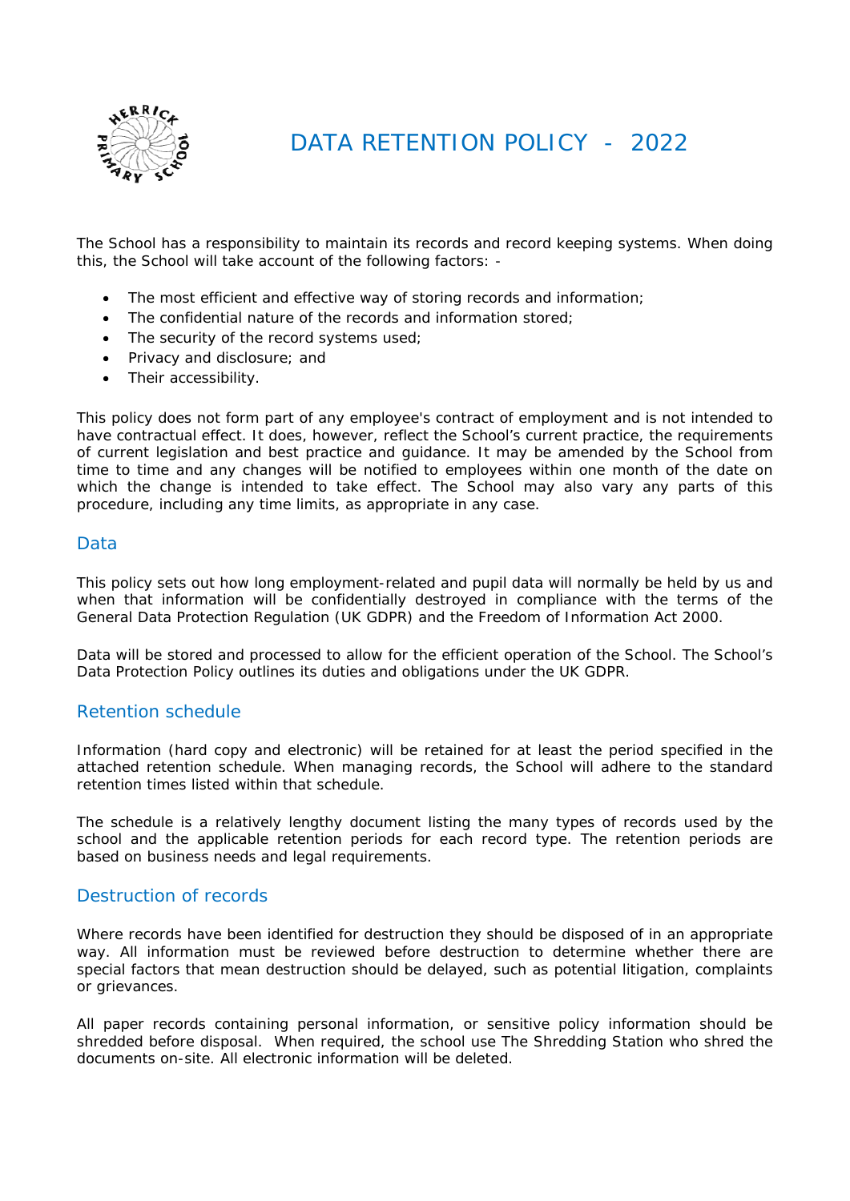# DATA RETENTION POLICY - 2022

The School has a responsibility to maintain its records and record keeping systems. When doing this, the School will take account of the following factors: -

- The most efficient and effective way of storing records and information;
- The confidential nature of the records and information stored;
- The security of the record systems used;
- Privacy and disclosure; and
- Their accessibility.

This policy does not form part of any employee's contract of employment and is not intended to have contractual effect. It does, however, reflect the School's current practice, the requirements of current legislation and best practice and guidance. It may be amended by the School from time to time and any changes will be notified to employees within one month of the date on which the change is intended to take effect. The School may also vary any parts of this procedure, including any time limits, as appropriate in any case.

## Data

This policy sets out how long employment-related and pupil data will normally be held by us and when that information will be confidentially destroyed in compliance with the terms of the General Data Protection Regulation (UK GDPR) and the Freedom of Information Act 2000.

Data will be stored and processed to allow for the efficient operation of the School. The School's Data Protection Policy outlines its duties and obligations under the UK GDPR.

## Retention schedule

Information (hard copy and electronic) will be retained for at least the period specified in the attached retention schedule. When managing records, the School will adhere to the standard retention times listed within that schedule.

The schedule is a relatively lengthy document listing the many types of records used by the school and the applicable retention periods for each record type. The retention periods are based on business needs and legal requirements.

## Destruction of records

Where records have been identified for destruction they should be disposed of in an appropriate way. All information must be reviewed before destruction to determine whether there are special factors that mean destruction should be delayed, such as potential litigation, complaints or grievances.

All paper records containing personal information, or sensitive policy information should be shredded before disposal. When required, the school use The Shredding Station who shred the documents on-site. All electronic information will be deleted.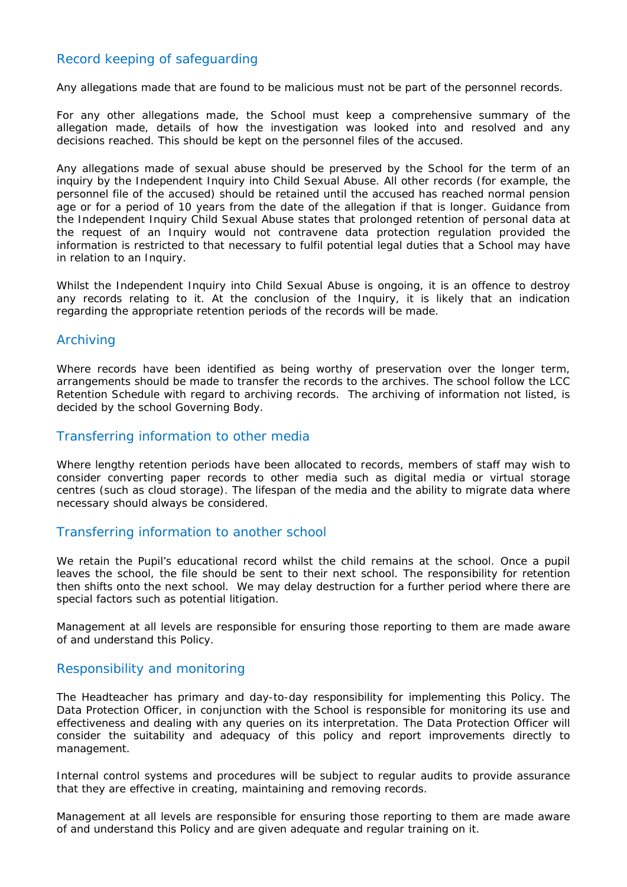## Record keeping of safeguarding

Any allegations made that are found to be malicious must not be part of the personnel records.

For any other allegations made, the School must keep a comprehensive summary of the allegation made, details of how the investigation was looked into and resolved and any decisions reached. This should be kept on the personnel files of the accused.

Any allegations made of sexual abuse should be preserved by the School for the term of an inquiry by the Independent Inquiry into Child Sexual Abuse. All other records (for example, the personnel file of the accused) should be retained until the accused has reached normal pension age or for a period of 10 years from the date of the allegation if that is longer. Guidance from the Independent Inquiry Child Sexual Abuse states that prolonged retention of personal data at the request of an Inquiry would not contravene data protection regulation provided the information is restricted to that necessary to fulfil potential legal duties that a School may have in relation to an Inquiry.

Whilst the Independent Inquiry into Child Sexual Abuse is ongoing, it is an offence to destroy any records relating to it. At the conclusion of the Inquiry, it is likely that an indication regarding the appropriate retention periods of the records will be made.

## Archiving

Where records have been identified as being worthy of preservation over the longer term, arrangements should be made to transfer the records to the archives. The school follow the LCC Retention Schedule with regard to archiving records. The archiving of information not listed, is decided by the school Governing Body.

## Transferring information to other media

Where lengthy retention periods have been allocated to records, members of staff may wish to consider converting paper records to other media such as digital media or virtual storage centres (such as cloud storage). The lifespan of the media and the ability to migrate data where necessary should always be considered.

## Transferring information to another school

We retain the Pupil's educational record whilst the child remains at the school. Once a pupil leaves the school, the file should be sent to their next school. The responsibility for retention then shifts onto the next school. We may delay destruction for a further period where there are special factors such as potential litigation.

Management at all levels are responsible for ensuring those reporting to them are made aware of and understand this Policy.

## Responsibility and monitoring

The Headteacher has primary and day-to-day responsibility for implementing this Policy. The Data Protection Officer, in conjunction with the School is responsible for monitoring its use and effectiveness and dealing with any queries on its interpretation. The Data Protection Officer will consider the suitability and adequacy of this policy and report improvements directly to management.

Internal control systems and procedures will be subject to regular audits to provide assurance that they are effective in creating, maintaining and removing records.

Management at all levels are responsible for ensuring those reporting to them are made aware of and understand this Policy and are given adequate and regular training on it.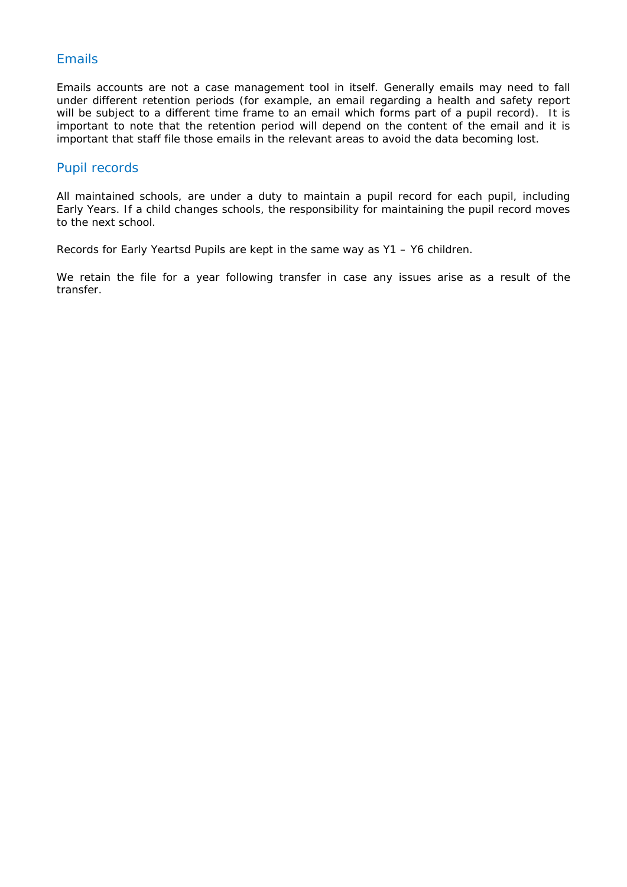## Emails

Emails accounts are not a case management tool in itself. Generally emails may need to fall under different retention periods (for example, an email regarding a health and safety report will be subject to a different time frame to an email which forms part of a pupil record). It is important to note that the retention period will depend on the content of the email and it is important that staff file those emails in the relevant areas to avoid the data becoming lost.

## Pupil records

All maintained schools, are under a duty to maintain a pupil record for each pupil, including Early Years. If a child changes schools, the responsibility for maintaining the pupil record moves to the next school.

Records for Early Yeartsd Pupils are kept in the same way as Y1 – Y6 children.

We retain the file for a year following transfer in case any issues arise as a result of the transfer.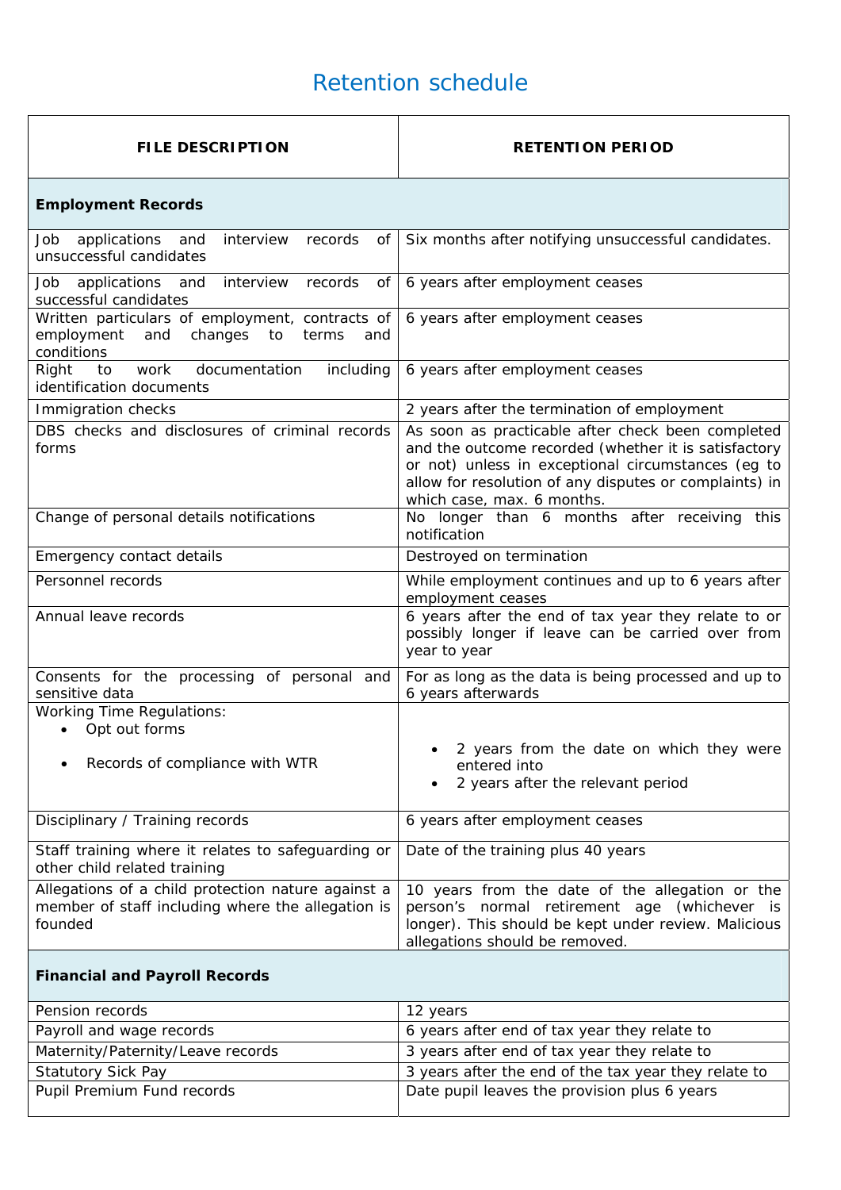# Retention schedule

| FILE DESCRIPTION | RETENTION PERIOD |
|---|---|
| **Employment Records** | |
| Job applications and interview records of unsuccessful candidates | Six months after notifying unsuccessful candidates. |
| Job applications and interview records of successful candidates | 6 years after employment ceases |
| Written particulars of employment, contracts of employment and changes to terms and conditions | 6 years after employment ceases |
| Right to work documentation including identification documents | 6 years after employment ceases |
| Immigration checks | 2 years after the termination of employment |
| DBS checks and disclosures of criminal records forms | As soon as practicable after check been completed and the outcome recorded (whether it is satisfactory or not) unless in exceptional circumstances (eg to allow for resolution of any disputes or complaints) in which case, max. 6 months. |
| Change of personal details notifications | No longer than 6 months after receiving this notification |
| Emergency contact details | Destroyed on termination |
| Personnel records | While employment continues and up to 6 years after employment ceases |
| Annual leave records | 6 years after the end of tax year they relate to or possibly longer if leave can be carried over from year to year |
| Consents for the processing of personal and sensitive data | For as long as the data is being processed and up to 6 years afterwards |
| Working Time Regulations:<br>• Opt out forms<br>• Records of compliance with WTR | • 2 years from the date on which they were entered into<br>• 2 years after the relevant period |
| Disciplinary / Training records | 6 years after employment ceases |
| Staff training where it relates to safeguarding or other child related training | Date of the training plus 40 years |
| Allegations of a child protection nature against a member of staff including where the allegation is founded | 10 years from the date of the allegation or the person's normal retirement age (whichever is longer). This should be kept under review. Malicious allegations should be removed. |
| **Financial and Payroll Records** | |
| Pension records | 12 years |
| Payroll and wage records | 6 years after end of tax year they relate to |
| Maternity/Paternity/Leave records | 3 years after end of tax year they relate to |
| Statutory Sick Pay | 3 years after the end of the tax year they relate to |
| Pupil Premium Fund records | Date pupil leaves the provision plus 6 years |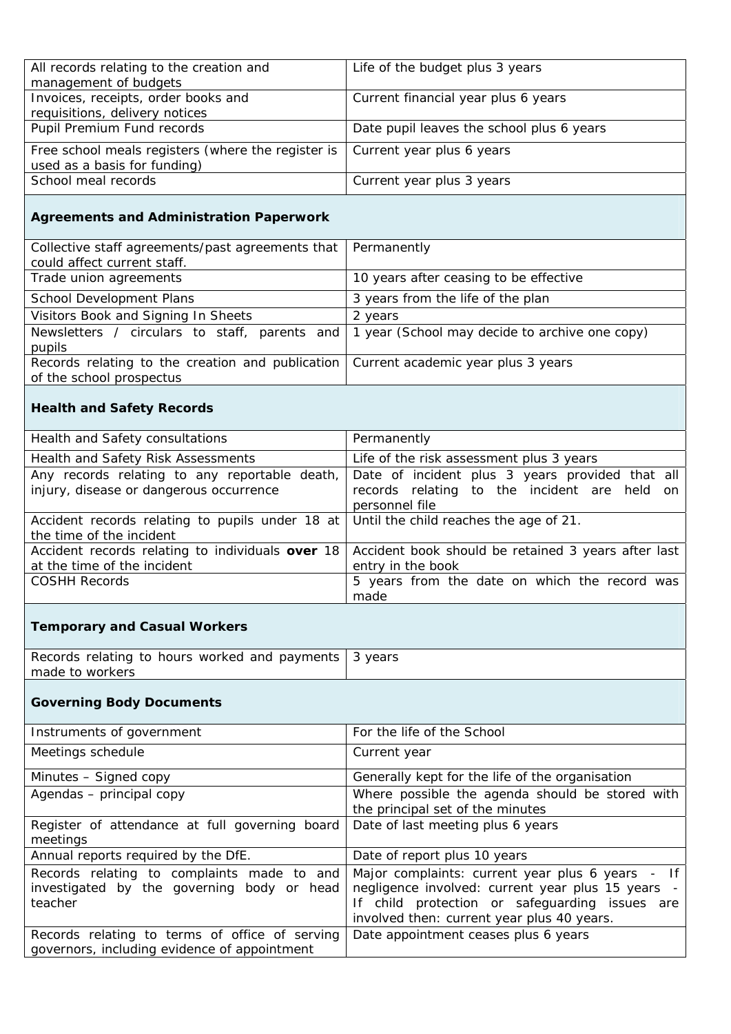| | |
|---|---|
| All records relating to the creation and management of budgets | Life of the budget plus 3 years |
| Invoices, receipts, order books and requisitions, delivery notices | Current financial year plus 6 years |
| Pupil Premium Fund records | Date pupil leaves the school plus 6 years |
| Free school meals registers (where the register is used as a basis for funding) | Current year plus 6 years |
| School meal records | Current year plus 3 years |
| **Agreements and Administration Paperwork** | |
| Collective staff agreements/past agreements that could affect current staff. | Permanently |
| Trade union agreements | 10 years after ceasing to be effective |
| School Development Plans | 3 years from the life of the plan |
| Visitors Book and Signing In Sheets | 2 years |
| Newsletters / circulars to staff, parents and pupils | 1 year (School may decide to archive one copy) |
| Records relating to the creation and publication of the school prospectus | Current academic year plus 3 years |
| **Health and Safety Records** | |
| Health and Safety consultations | Permanently |
| Health and Safety Risk Assessments | Life of the risk assessment plus 3 years |
| Any records relating to any reportable death, injury, disease or dangerous occurrence | Date of incident plus 3 years provided that all records relating to the incident are held on personnel file |
| Accident records relating to pupils under 18 at the time of the incident | Until the child reaches the age of 21. |
| Accident records relating to individuals **over** 18 at the time of the incident | Accident book should be retained 3 years after last entry in the book |
| COSHH Records | 5 years from the date on which the record was made |
| **Temporary and Casual Workers** | |
| Records relating to hours worked and payments made to workers | 3 years |
| **Governing Body Documents** | |
| Instruments of government | For the life of the School |
| Meetings schedule | Current year |
| Minutes – Signed copy | Generally kept for the life of the organisation |
| Agendas – principal copy | Where possible the agenda should be stored with the principal set of the minutes |
| Register of attendance at full governing board meetings | Date of last meeting plus 6 years |
| Annual reports required by the DfE. | Date of report plus 10 years |
| Records relating to complaints made to and investigated by the governing body or head teacher | Major complaints: current year plus 6 years - If negligence involved: current year plus 15 years - If child protection or safeguarding issues are involved then: current year plus 40 years. |
| Records relating to terms of office of serving governors, including evidence of appointment | Date appointment ceases plus 6 years |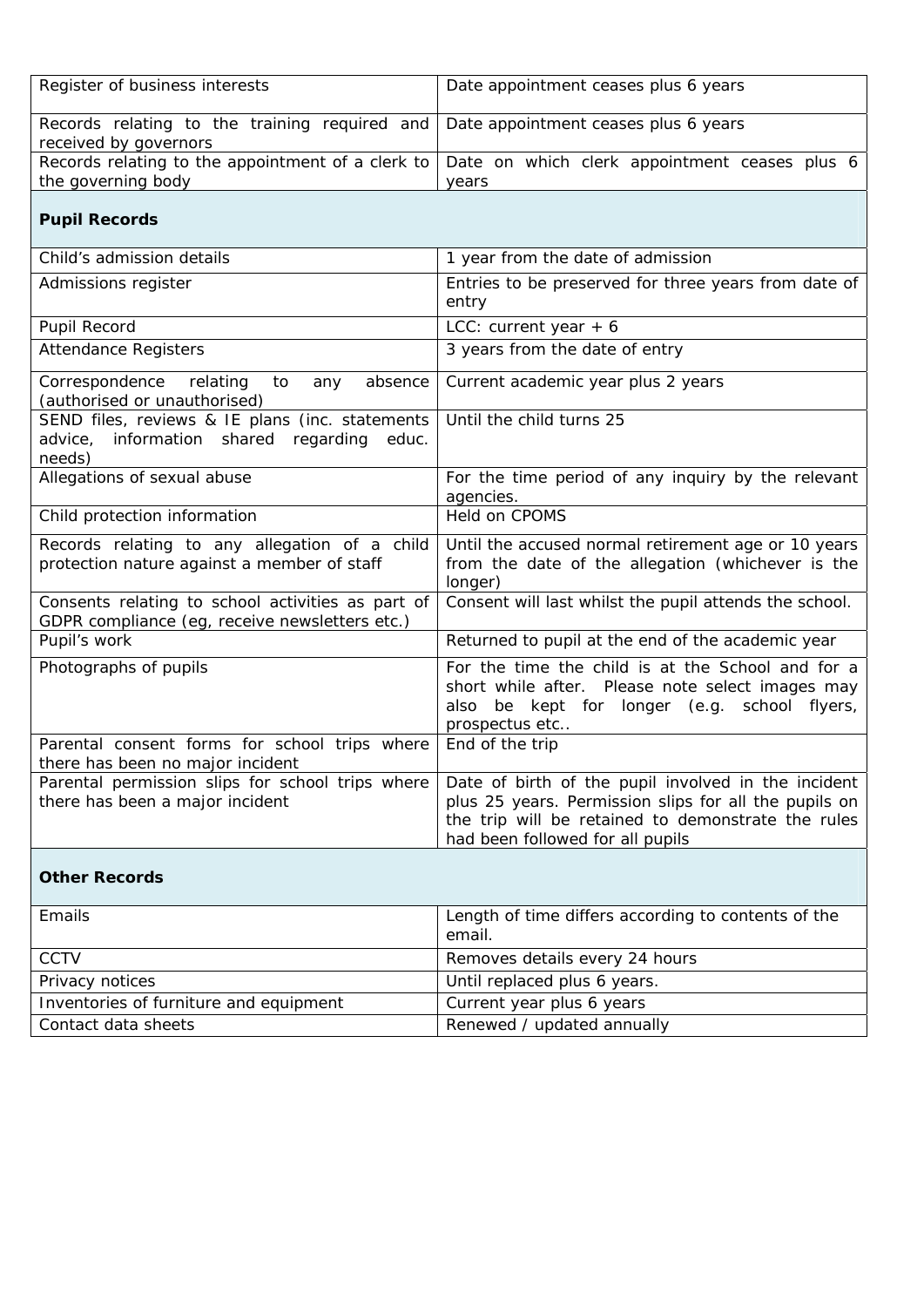| | |
|---|---|
| Register of business interests | Date appointment ceases plus 6 years |
| Records relating to the training required and received by governors | Date appointment ceases plus 6 years |
| Records relating to the appointment of a clerk to the governing body | Date on which clerk appointment ceases plus 6 years |
| **Pupil Records** | |
| Child's admission details | 1 year from the date of admission |
| Admissions register | Entries to be preserved for three years from date of entry |
| Pupil Record | LCC: current year + 6 |
| Attendance Registers | 3 years from the date of entry |
| Correspondence relating to any absence (authorised or unauthorised) | Current academic year plus 2 years |
| SEND files, reviews & IE plans (inc. statements advice, information shared regarding educ. needs) | Until the child turns 25 |
| Allegations of sexual abuse | For the time period of any inquiry by the relevant agencies. |
| Child protection information | Held on CPOMS |
| Records relating to any allegation of a child protection nature against a member of staff | Until the accused normal retirement age or 10 years from the date of the allegation (whichever is the longer) |
| Consents relating to school activities as part of GDPR compliance (eg, receive newsletters etc.) | Consent will last whilst the pupil attends the school. |
| Pupil's work | Returned to pupil at the end of the academic year |
| Photographs of pupils | For the time the child is at the School and for a short while after. Please note select images may also be kept for longer (e.g. school flyers, prospectus etc.. |
| Parental consent forms for school trips where there has been no major incident | End of the trip |
| Parental permission slips for school trips where there has been a major incident | Date of birth of the pupil involved in the incident plus 25 years. Permission slips for all the pupils on the trip will be retained to demonstrate the rules had been followed for all pupils |
| **Other Records** | |
| Emails | Length of time differs according to contents of the email. |
| CCTV | Removes details every 24 hours |
| Privacy notices | Until replaced plus 6 years. |
| Inventories of furniture and equipment | Current year plus 6 years |
| Contact data sheets | Renewed / updated annually |